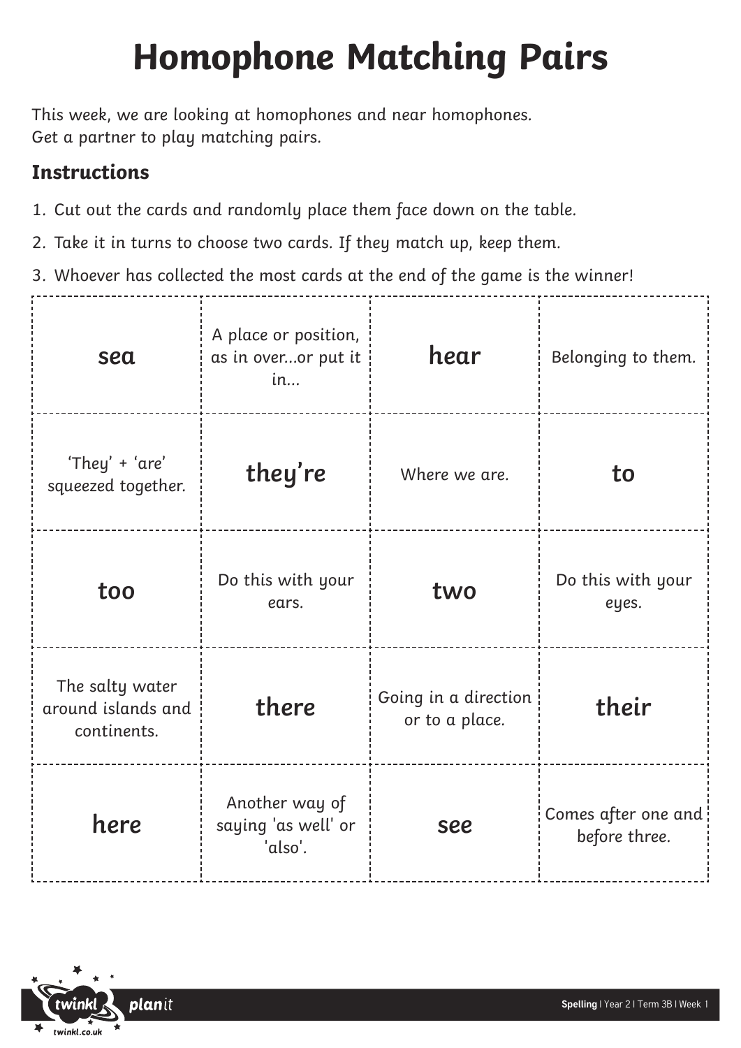# Homophone Matching Pairs

This week, we are looking at homophones and near homophones.
Get a partner to play matching pairs.

## Instructions

1. Cut out the cards and randomly place them face down on the table.
2. Take it in turns to choose two cards. If they match up, keep them.
3. Whoever has collected the most cards at the end of the game is the winner!

| | | | |
|---|---|---|---|
| **sea** | A place or position, as in over...or put it in... | **hear** | Belonging to them. |
| 'They' + 'are' squeezed together. | **they're** | Where we are. | **to** |
| **too** | Do this with your ears. | **two** | Do this with your eyes. |
| The salty water around islands and continents. | **there** | Going in a direction or to a place. | **their** |
| **here** | Another way of saying 'as well' or 'also'. | **see** | Comes after one and before three. |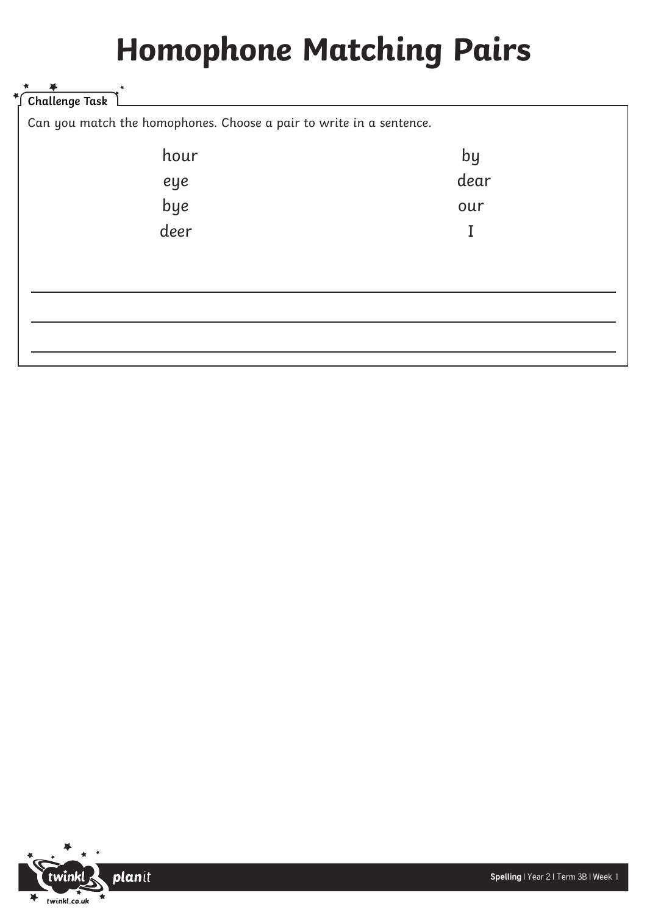# Homophone Matching Pairs

**Challenge Task**

Can you match the homophones. Choose a pair to write in a sentence.

| | |
|---|---|
| hour | by |
| eye | dear |
| bye | our |
| deer | I |

_______________________________________________

_______________________________________________

_______________________________________________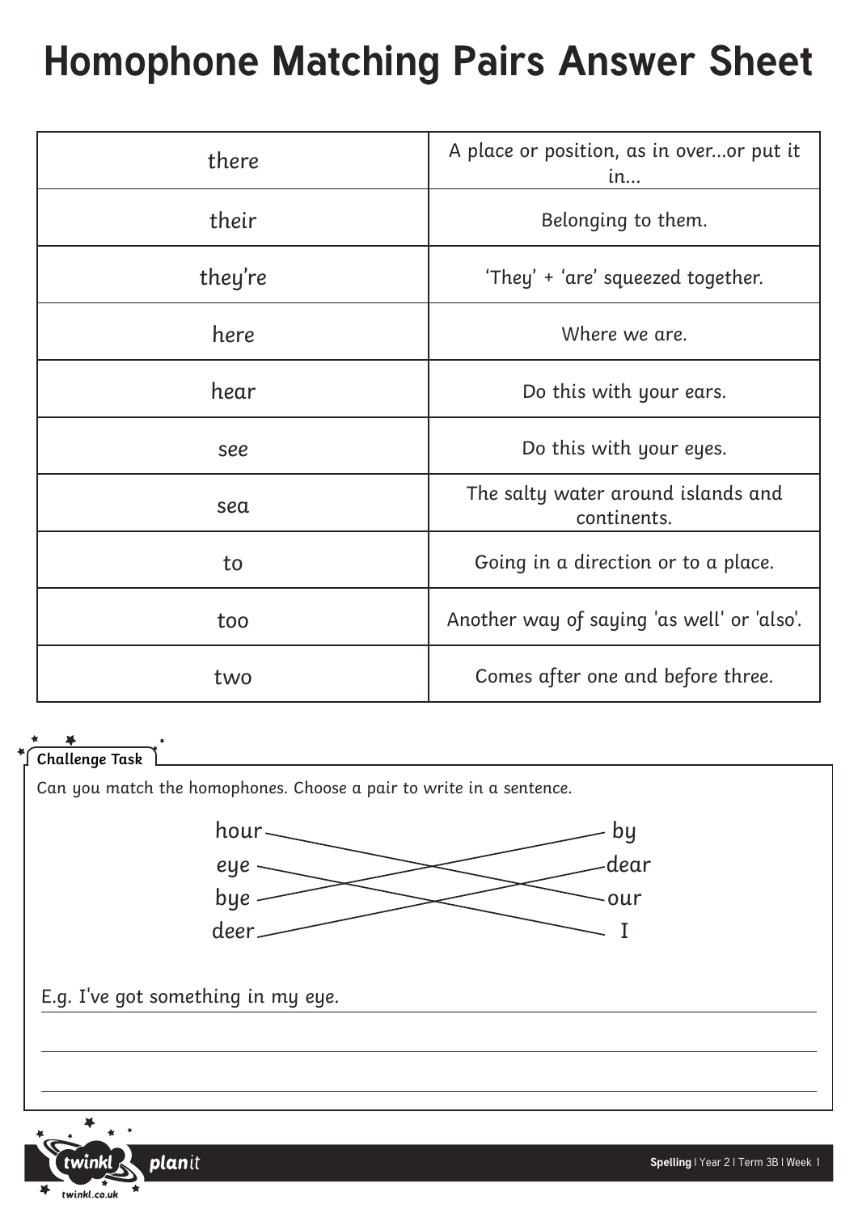# Homophone Matching Pairs Answer Sheet

| | |
|---|---|
| there | A place or position, as in over...or put it in... |
| their | Belonging to them. |
| they're | 'They' + 'are' squeezed together. |
| here | Where we are. |
| hear | Do this with your ears. |
| see | Do this with your eyes. |
| sea | The salty water around islands and continents. |
| to | Going in a direction or to a place. |
| too | Another way of saying 'as well' or 'also'. |
| two | Comes after one and before three. |

**Challenge Task**

Can you match the homophones. Choose a pair to write in a sentence.

hour
eye
bye
deer

by
dear
our
I

E.g. I've got something in my eye.